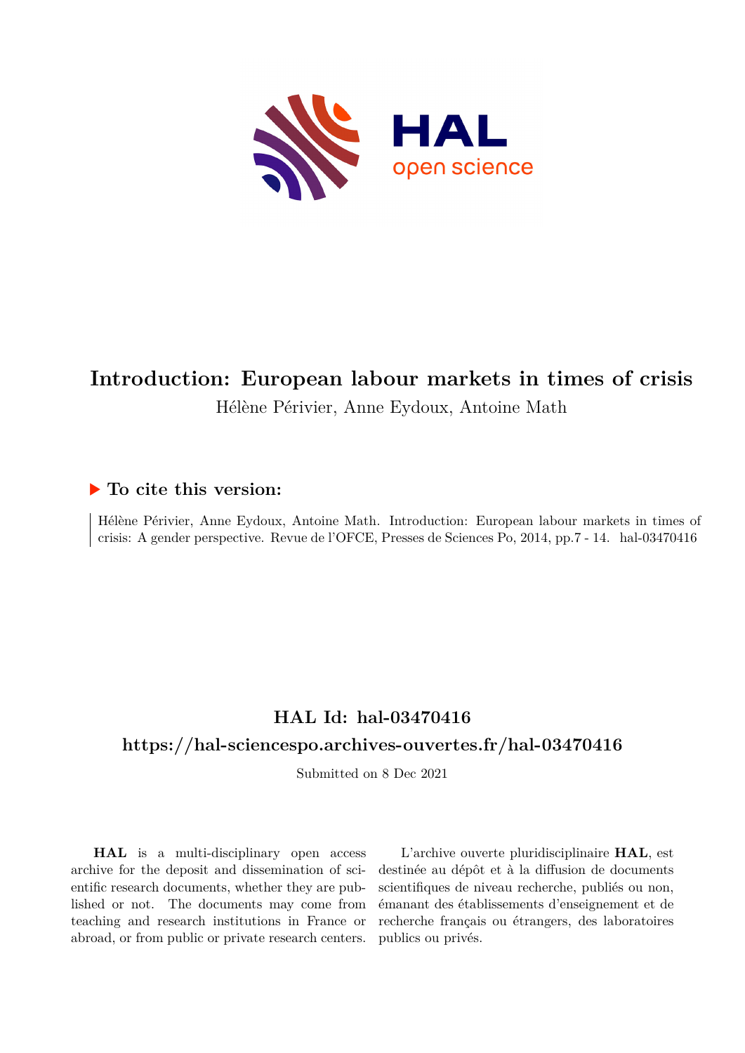# Introduction: European labour markets in times of crisis

Hélène Périvier, Anne Eydoux, Antoine Math

## ▶ To cite this version:

Hélène Périvier, Anne Eydoux, Antoine Math. Introduction: European labour markets in times of crisis: A gender perspective. Revue de l'OFCE, Presses de Sciences Po, 2014, pp.7 - 14. hal-03470416

## HAL Id: hal-03470416

## https://hal-sciencespo.archives-ouvertes.fr/hal-03470416

Submitted on 8 Dec 2021

**HAL** is a multi-disciplinary open access archive for the deposit and dissemination of scientific research documents, whether they are published or not. The documents may come from teaching and research institutions in France or abroad, or from public or private research centers.

L'archive ouverte pluridisciplinaire **HAL**, est destinée au dépôt et à la diffusion de documents scientifiques de niveau recherche, publiés ou non, émanant des établissements d'enseignement et de recherche français ou étrangers, des laboratoires publics ou privés.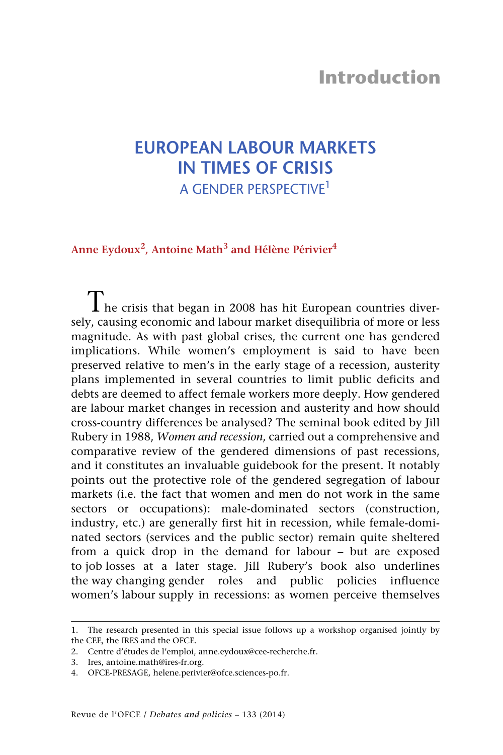# Introduction

## EUROPEAN LABOUR MARKETS IN TIMES OF CRISIS

### A GENDER PERSPECTIVE[1]

**Anne Eydoux[2], Antoine Math[3] and Hélène Périvier[4]**

The crisis that began in 2008 has hit European countries diversely, causing economic and labour market disequilibria of more or less magnitude. As with past global crises, the current one has gendered implications. While women's employment is said to have been preserved relative to men's in the early stage of a recession, austerity plans implemented in several countries to limit public deficits and debts are deemed to affect female workers more deeply. How gendered are labour market changes in recession and austerity and how should cross-country differences be analysed? The seminal book edited by Jill Rubery in 1988, *Women and recession*, carried out a comprehensive and comparative review of the gendered dimensions of past recessions, and it constitutes an invaluable guidebook for the present. It notably points out the protective role of the gendered segregation of labour markets (i.e. the fact that women and men do not work in the same sectors or occupations): male-dominated sectors (construction, industry, etc.) are generally first hit in recession, while female-dominated sectors (services and the public sector) remain quite sheltered from a quick drop in the demand for labour – but are exposed to job losses at a later stage. Jill Rubery's book also underlines the way changing gender roles and public policies influence women's labour supply in recessions: as women perceive themselves

---

1. The research presented in this special issue follows up a workshop organised jointly by the CEE, the IRES and the OFCE.
2. Centre d'études de l'emploi, anne.eydoux@cee-recherche.fr.
3. Ires, antoine.math@ires-fr.org.
4. OFCE-PRESAGE, helene.perivier@ofce.sciences-po.fr.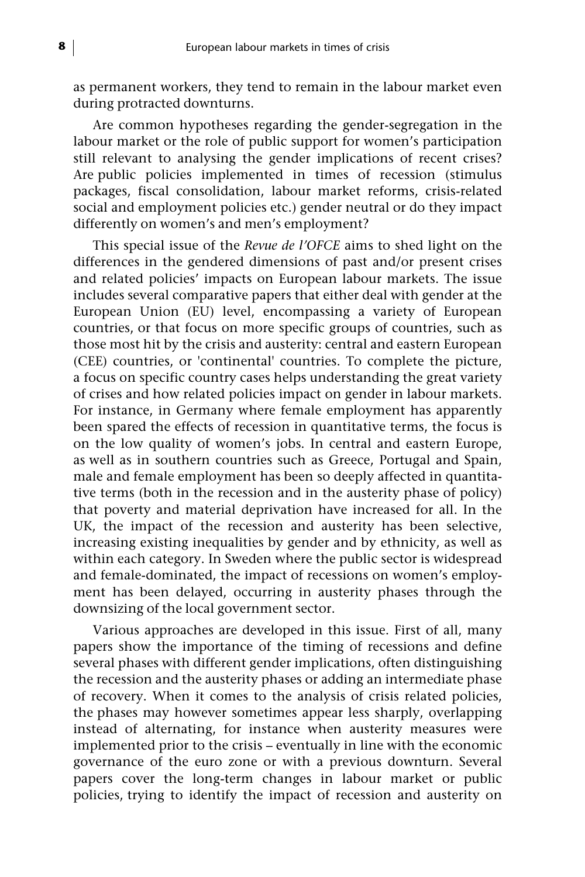as permanent workers, they tend to remain in the labour market even during protracted downturns.

Are common hypotheses regarding the gender-segregation in the labour market or the role of public support for women's participation still relevant to analysing the gender implications of recent crises? Are public policies implemented in times of recession (stimulus packages, fiscal consolidation, labour market reforms, crisis-related social and employment policies etc.) gender neutral or do they impact differently on women's and men's employment?

This special issue of the *Revue de l'OFCE* aims to shed light on the differences in the gendered dimensions of past and/or present crises and related policies' impacts on European labour markets. The issue includes several comparative papers that either deal with gender at the European Union (EU) level, encompassing a variety of European countries, or that focus on more specific groups of countries, such as those most hit by the crisis and austerity: central and eastern European (CEE) countries, or 'continental' countries. To complete the picture, a focus on specific country cases helps understanding the great variety of crises and how related policies impact on gender in labour markets. For instance, in Germany where female employment has apparently been spared the effects of recession in quantitative terms, the focus is on the low quality of women's jobs. In central and eastern Europe, as well as in southern countries such as Greece, Portugal and Spain, male and female employment has been so deeply affected in quantitative terms (both in the recession and in the austerity phase of policy) that poverty and material deprivation have increased for all. In the UK, the impact of the recession and austerity has been selective, increasing existing inequalities by gender and by ethnicity, as well as within each category. In Sweden where the public sector is widespread and female-dominated, the impact of recessions on women's employment has been delayed, occurring in austerity phases through the downsizing of the local government sector.

Various approaches are developed in this issue. First of all, many papers show the importance of the timing of recessions and define several phases with different gender implications, often distinguishing the recession and the austerity phases or adding an intermediate phase of recovery. When it comes to the analysis of crisis related policies, the phases may however sometimes appear less sharply, overlapping instead of alternating, for instance when austerity measures were implemented prior to the crisis – eventually in line with the economic governance of the euro zone or with a previous downturn. Several papers cover the long-term changes in labour market or public policies, trying to identify the impact of recession and austerity on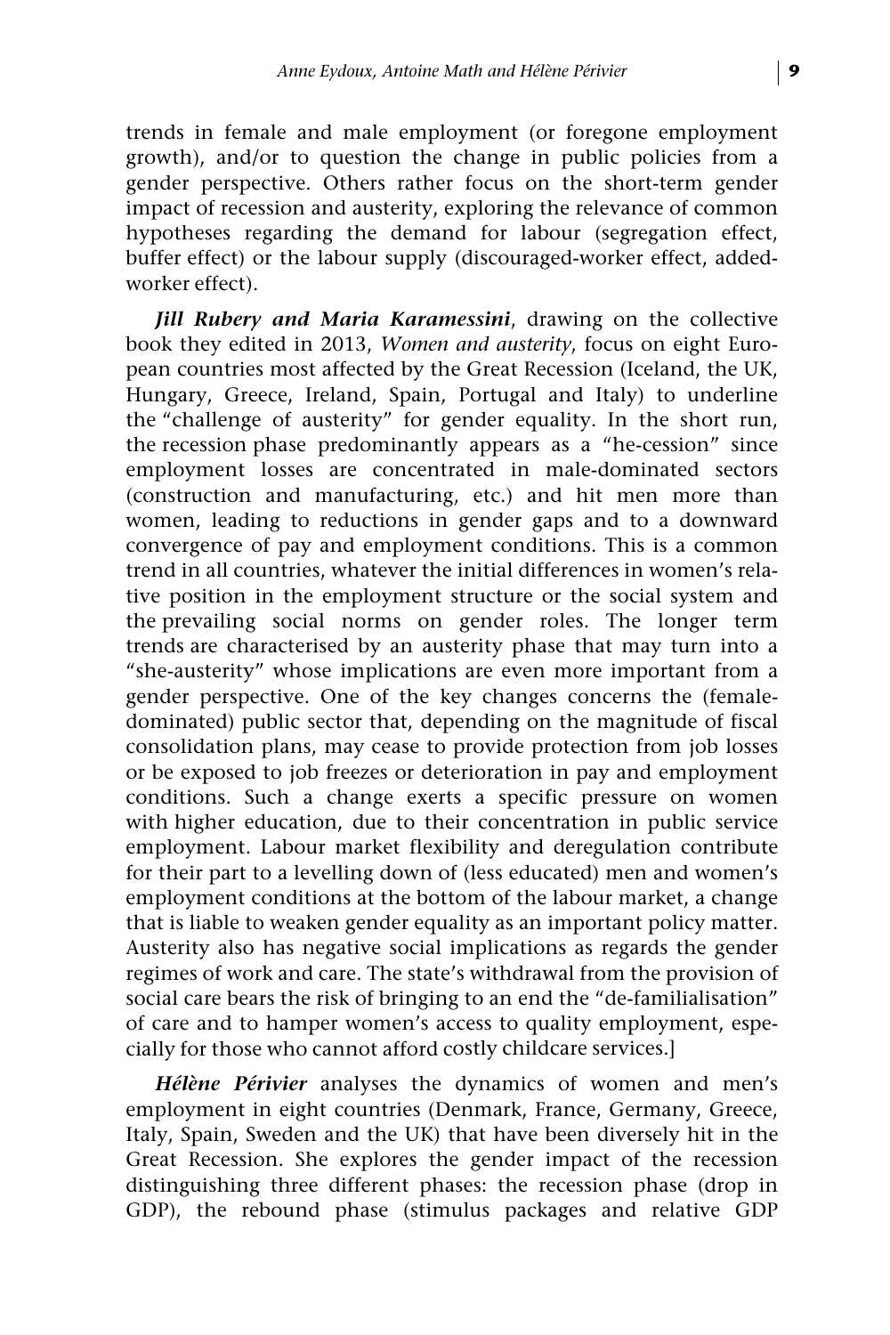trends in female and male employment (or foregone employment growth), and/or to question the change in public policies from a gender perspective. Others rather focus on the short-term gender impact of recession and austerity, exploring the relevance of common hypotheses regarding the demand for labour (segregation effect, buffer effect) or the labour supply (discouraged-worker effect, added-worker effect).

***Jill Rubery and Maria Karamessini***, drawing on the collective book they edited in 2013, *Women and austerity*, focus on eight European countries most affected by the Great Recession (Iceland, the UK, Hungary, Greece, Ireland, Spain, Portugal and Italy) to underline the "challenge of austerity" for gender equality. In the short run, the recession phase predominantly appears as a "he-cession" since employment losses are concentrated in male-dominated sectors (construction and manufacturing, etc.) and hit men more than women, leading to reductions in gender gaps and to a downward convergence of pay and employment conditions. This is a common trend in all countries, whatever the initial differences in women's relative position in the employment structure or the social system and the prevailing social norms on gender roles. The longer term trends are characterised by an austerity phase that may turn into a "she-austerity" whose implications are even more important from a gender perspective. One of the key changes concerns the (female-dominated) public sector that, depending on the magnitude of fiscal consolidation plans, may cease to provide protection from job losses or be exposed to job freezes or deterioration in pay and employment conditions. Such a change exerts a specific pressure on women with higher education, due to their concentration in public service employment. Labour market flexibility and deregulation contribute for their part to a levelling down of (less educated) men and women's employment conditions at the bottom of the labour market, a change that is liable to weaken gender equality as an important policy matter. Austerity also has negative social implications as regards the gender regimes of work and care. The state's withdrawal from the provision of social care bears the risk of bringing to an end the "de-familialisation" of care and to hamper women's access to quality employment, especially for those who cannot afford costly childcare services.]

***Hélène Périvier*** analyses the dynamics of women and men's employment in eight countries (Denmark, France, Germany, Greece, Italy, Spain, Sweden and the UK) that have been diversely hit in the Great Recession. She explores the gender impact of the recession distinguishing three different phases: the recession phase (drop in GDP), the rebound phase (stimulus packages and relative GDP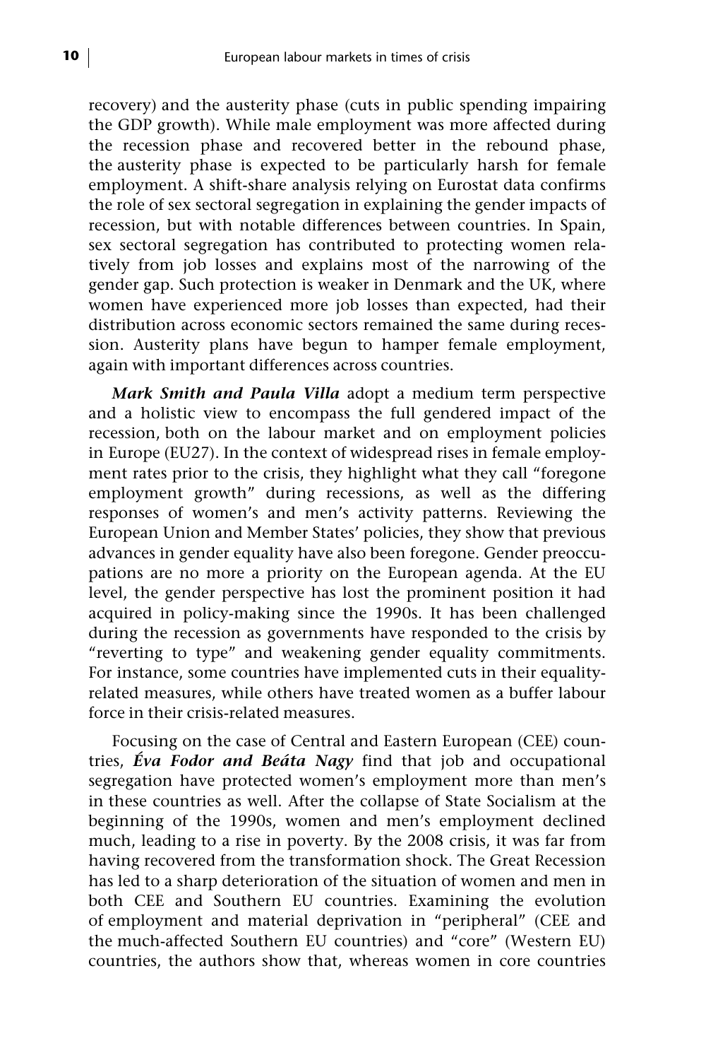recovery) and the austerity phase (cuts in public spending impairing the GDP growth). While male employment was more affected during the recession phase and recovered better in the rebound phase, the austerity phase is expected to be particularly harsh for female employment. A shift-share analysis relying on Eurostat data confirms the role of sex sectoral segregation in explaining the gender impacts of recession, but with notable differences between countries. In Spain, sex sectoral segregation has contributed to protecting women relatively from job losses and explains most of the narrowing of the gender gap. Such protection is weaker in Denmark and the UK, where women have experienced more job losses than expected, had their distribution across economic sectors remained the same during recession. Austerity plans have begun to hamper female employment, again with important differences across countries.

***Mark Smith and Paula Villa*** adopt a medium term perspective and a holistic view to encompass the full gendered impact of the recession, both on the labour market and on employment policies in Europe (EU27). In the context of widespread rises in female employment rates prior to the crisis, they highlight what they call "foregone employment growth" during recessions, as well as the differing responses of women's and men's activity patterns. Reviewing the European Union and Member States' policies, they show that previous advances in gender equality have also been foregone. Gender preoccupations are no more a priority on the European agenda. At the EU level, the gender perspective has lost the prominent position it had acquired in policy-making since the 1990s. It has been challenged during the recession as governments have responded to the crisis by "reverting to type" and weakening gender equality commitments. For instance, some countries have implemented cuts in their equality-related measures, while others have treated women as a buffer labour force in their crisis-related measures.

Focusing on the case of Central and Eastern European (CEE) countries, ***Éva Fodor and Beáta Nagy*** find that job and occupational segregation have protected women's employment more than men's in these countries as well. After the collapse of State Socialism at the beginning of the 1990s, women and men's employment declined much, leading to a rise in poverty. By the 2008 crisis, it was far from having recovered from the transformation shock. The Great Recession has led to a sharp deterioration of the situation of women and men in both CEE and Southern EU countries. Examining the evolution of employment and material deprivation in "peripheral" (CEE and the much-affected Southern EU countries) and "core" (Western EU) countries, the authors show that, whereas women in core countries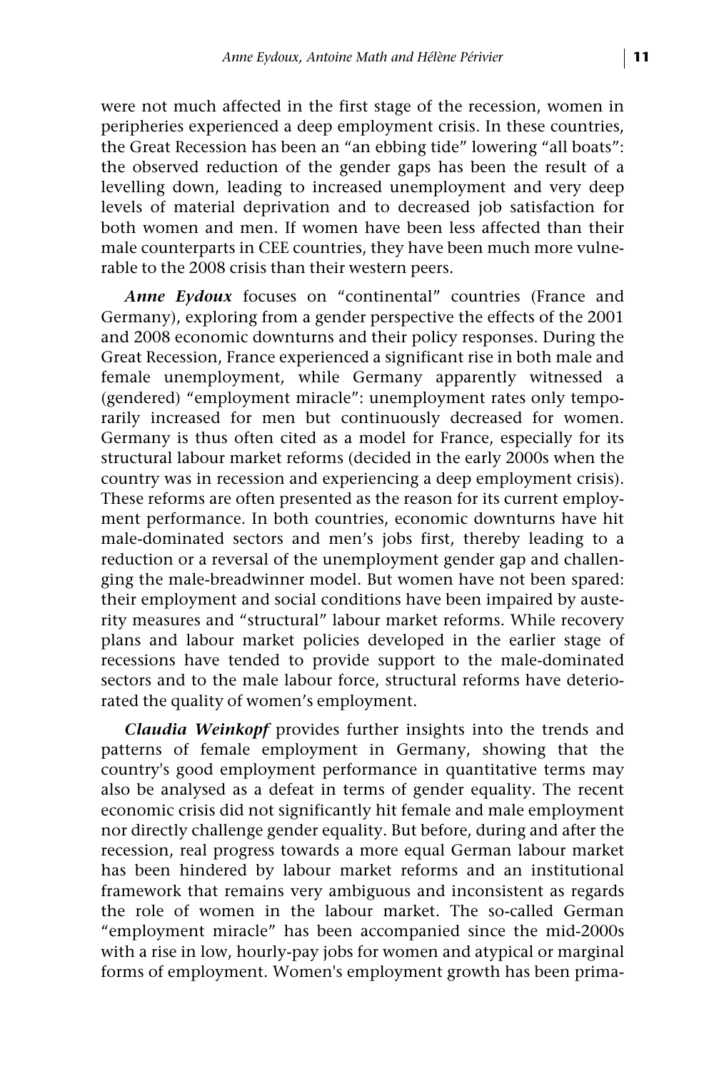were not much affected in the first stage of the recession, women in peripheries experienced a deep employment crisis. In these countries, the Great Recession has been an "an ebbing tide" lowering "all boats": the observed reduction of the gender gaps has been the result of a levelling down, leading to increased unemployment and very deep levels of material deprivation and to decreased job satisfaction for both women and men. If women have been less affected than their male counterparts in CEE countries, they have been much more vulnerable to the 2008 crisis than their western peers.

***Anne Eydoux*** focuses on "continental" countries (France and Germany), exploring from a gender perspective the effects of the 2001 and 2008 economic downturns and their policy responses. During the Great Recession, France experienced a significant rise in both male and female unemployment, while Germany apparently witnessed a (gendered) "employment miracle": unemployment rates only temporarily increased for men but continuously decreased for women. Germany is thus often cited as a model for France, especially for its structural labour market reforms (decided in the early 2000s when the country was in recession and experiencing a deep employment crisis). These reforms are often presented as the reason for its current employment performance. In both countries, economic downturns have hit male-dominated sectors and men's jobs first, thereby leading to a reduction or a reversal of the unemployment gender gap and challenging the male-breadwinner model. But women have not been spared: their employment and social conditions have been impaired by austerity measures and "structural" labour market reforms. While recovery plans and labour market policies developed in the earlier stage of recessions have tended to provide support to the male-dominated sectors and to the male labour force, structural reforms have deteriorated the quality of women's employment.

***Claudia Weinkopf*** provides further insights into the trends and patterns of female employment in Germany, showing that the country's good employment performance in quantitative terms may also be analysed as a defeat in terms of gender equality. The recent economic crisis did not significantly hit female and male employment nor directly challenge gender equality. But before, during and after the recession, real progress towards a more equal German labour market has been hindered by labour market reforms and an institutional framework that remains very ambiguous and inconsistent as regards the role of women in the labour market. The so-called German "employment miracle" has been accompanied since the mid-2000s with a rise in low, hourly-pay jobs for women and atypical or marginal forms of employment. Women's employment growth has been prima-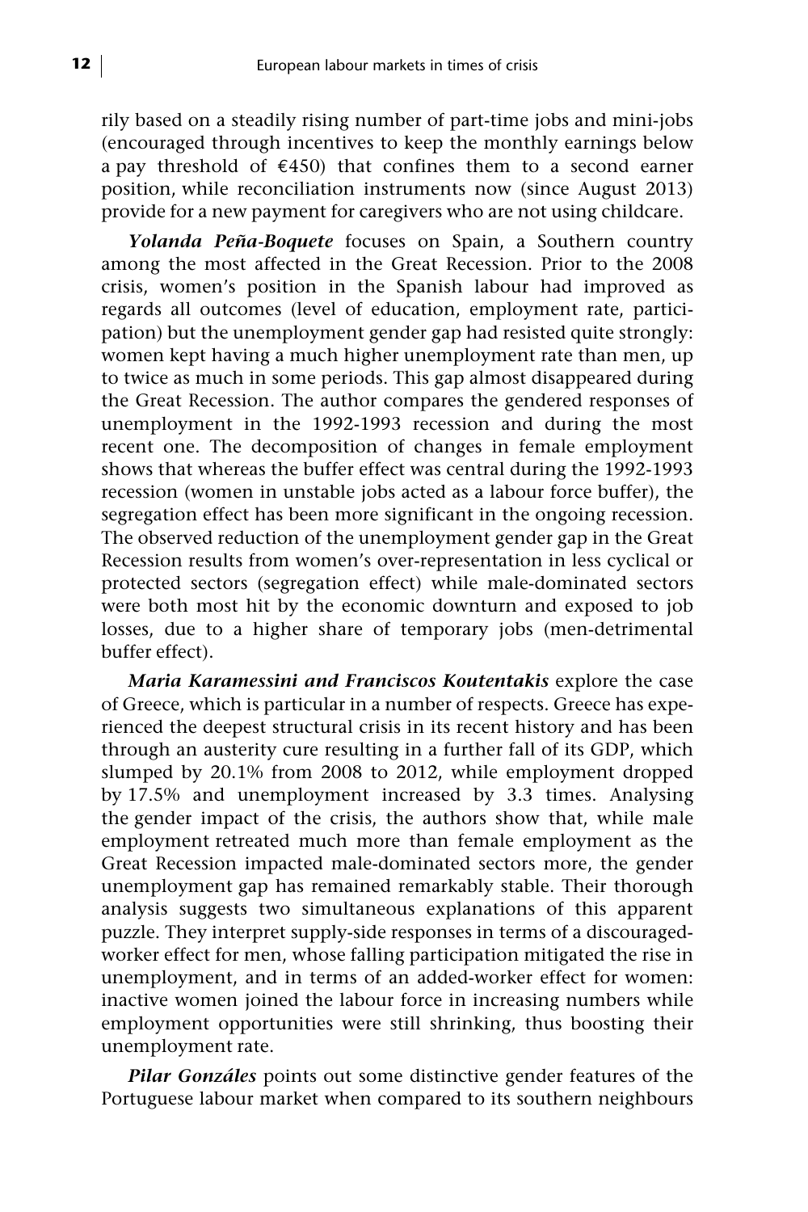rily based on a steadily rising number of part-time jobs and mini-jobs (encouraged through incentives to keep the monthly earnings below a pay threshold of €450) that confines them to a second earner position, while reconciliation instruments now (since August 2013) provide for a new payment for caregivers who are not using childcare.

***Yolanda Peña-Boquete*** focuses on Spain, a Southern country among the most affected in the Great Recession. Prior to the 2008 crisis, women's position in the Spanish labour had improved as regards all outcomes (level of education, employment rate, participation) but the unemployment gender gap had resisted quite strongly: women kept having a much higher unemployment rate than men, up to twice as much in some periods. This gap almost disappeared during the Great Recession. The author compares the gendered responses of unemployment in the 1992-1993 recession and during the most recent one. The decomposition of changes in female employment shows that whereas the buffer effect was central during the 1992-1993 recession (women in unstable jobs acted as a labour force buffer), the segregation effect has been more significant in the ongoing recession. The observed reduction of the unemployment gender gap in the Great Recession results from women's over-representation in less cyclical or protected sectors (segregation effect) while male-dominated sectors were both most hit by the economic downturn and exposed to job losses, due to a higher share of temporary jobs (men-detrimental buffer effect).

***Maria Karamessini and Franciscos Koutentakis*** explore the case of Greece, which is particular in a number of respects. Greece has experienced the deepest structural crisis in its recent history and has been through an austerity cure resulting in a further fall of its GDP, which slumped by 20.1% from 2008 to 2012, while employment dropped by 17.5% and unemployment increased by 3.3 times. Analysing the gender impact of the crisis, the authors show that, while male employment retreated much more than female employment as the Great Recession impacted male-dominated sectors more, the gender unemployment gap has remained remarkably stable. Their thorough analysis suggests two simultaneous explanations of this apparent puzzle. They interpret supply-side responses in terms of a discouraged-worker effect for men, whose falling participation mitigated the rise in unemployment, and in terms of an added-worker effect for women: inactive women joined the labour force in increasing numbers while employment opportunities were still shrinking, thus boosting their unemployment rate.

***Pilar Gonzáles*** points out some distinctive gender features of the Portuguese labour market when compared to its southern neighbours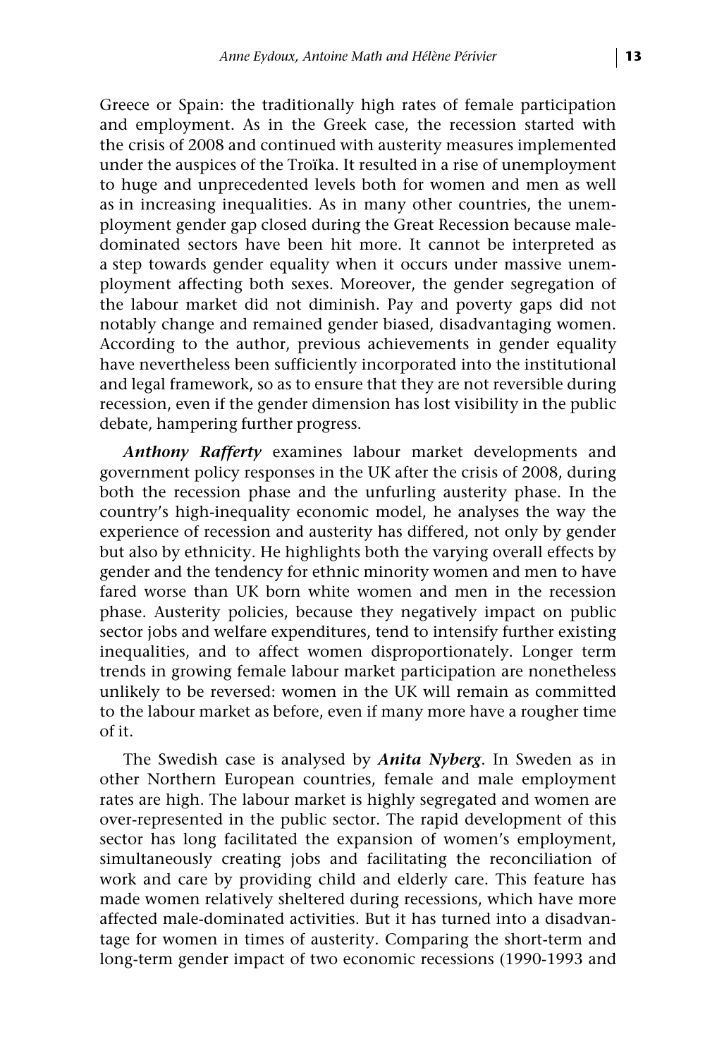Greece or Spain: the traditionally high rates of female participation and employment. As in the Greek case, the recession started with the crisis of 2008 and continued with austerity measures implemented under the auspices of the Troïka. It resulted in a rise of unemployment to huge and unprecedented levels both for women and men as well as in increasing inequalities. As in many other countries, the unemployment gender gap closed during the Great Recession because male-dominated sectors have been hit more. It cannot be interpreted as a step towards gender equality when it occurs under massive unemployment affecting both sexes. Moreover, the gender segregation of the labour market did not diminish. Pay and poverty gaps did not notably change and remained gender biased, disadvantaging women. According to the author, previous achievements in gender equality have nevertheless been sufficiently incorporated into the institutional and legal framework, so as to ensure that they are not reversible during recession, even if the gender dimension has lost visibility in the public debate, hampering further progress.

***Anthony Rafferty*** examines labour market developments and government policy responses in the UK after the crisis of 2008, during both the recession phase and the unfurling austerity phase. In the country's high-inequality economic model, he analyses the way the experience of recession and austerity has differed, not only by gender but also by ethnicity. He highlights both the varying overall effects by gender and the tendency for ethnic minority women and men to have fared worse than UK born white women and men in the recession phase. Austerity policies, because they negatively impact on public sector jobs and welfare expenditures, tend to intensify further existing inequalities, and to affect women disproportionately. Longer term trends in growing female labour market participation are nonetheless unlikely to be reversed: women in the UK will remain as committed to the labour market as before, even if many more have a rougher time of it.

The Swedish case is analysed by ***Anita Nyberg***. In Sweden as in other Northern European countries, female and male employment rates are high. The labour market is highly segregated and women are over-represented in the public sector. The rapid development of this sector has long facilitated the expansion of women's employment, simultaneously creating jobs and facilitating the reconciliation of work and care by providing child and elderly care. This feature has made women relatively sheltered during recessions, which have more affected male-dominated activities. But it has turned into a disadvantage for women in times of austerity. Comparing the short-term and long-term gender impact of two economic recessions (1990-1993 and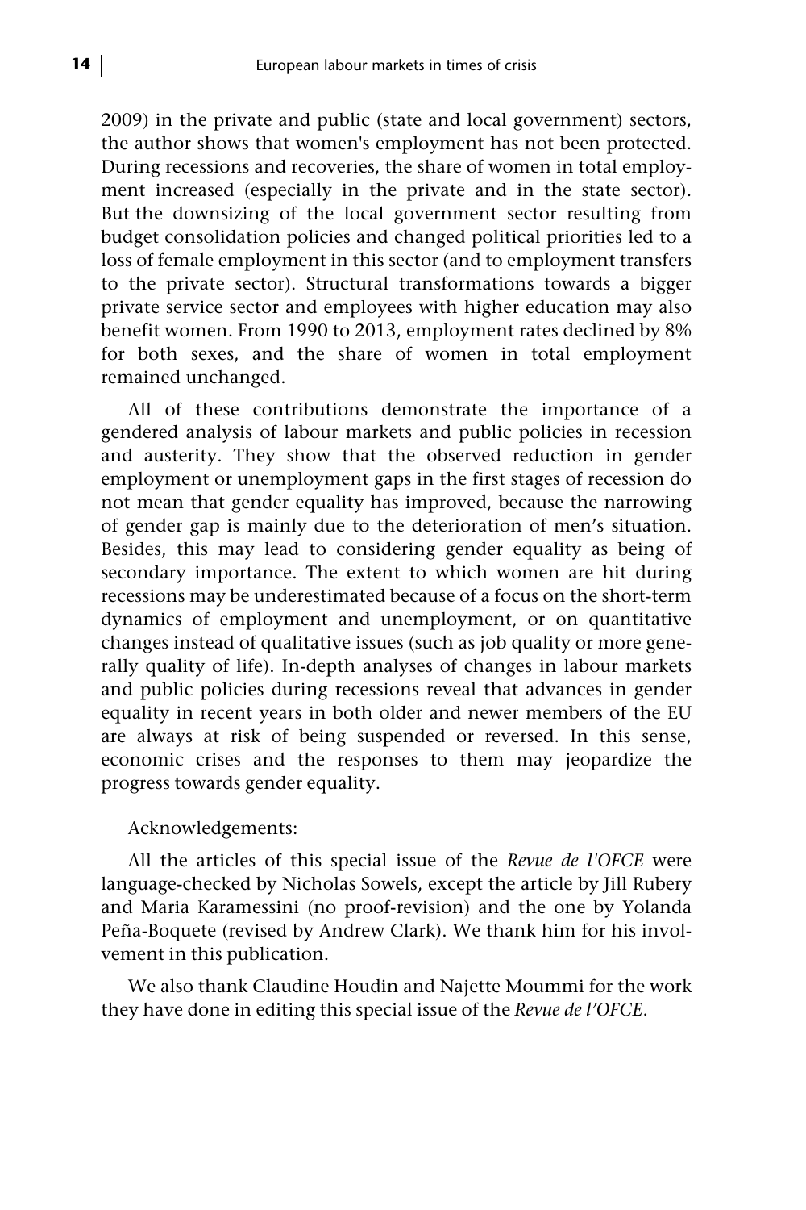2009) in the private and public (state and local government) sectors, the author shows that women's employment has not been protected. During recessions and recoveries, the share of women in total employment increased (especially in the private and in the state sector). But the downsizing of the local government sector resulting from budget consolidation policies and changed political priorities led to a loss of female employment in this sector (and to employment transfers to the private sector). Structural transformations towards a bigger private service sector and employees with higher education may also benefit women. From 1990 to 2013, employment rates declined by 8% for both sexes, and the share of women in total employment remained unchanged.

All of these contributions demonstrate the importance of a gendered analysis of labour markets and public policies in recession and austerity. They show that the observed reduction in gender employment or unemployment gaps in the first stages of recession do not mean that gender equality has improved, because the narrowing of gender gap is mainly due to the deterioration of men's situation. Besides, this may lead to considering gender equality as being of secondary importance. The extent to which women are hit during recessions may be underestimated because of a focus on the short-term dynamics of employment and unemployment, or on quantitative changes instead of qualitative issues (such as job quality or more generally quality of life). In-depth analyses of changes in labour markets and public policies during recessions reveal that advances in gender equality in recent years in both older and newer members of the EU are always at risk of being suspended or reversed. In this sense, economic crises and the responses to them may jeopardize the progress towards gender equality.

Acknowledgements:

All the articles of this special issue of the *Revue de l'OFCE* were language-checked by Nicholas Sowels, except the article by Jill Rubery and Maria Karamessini (no proof-revision) and the one by Yolanda Peña-Boquete (revised by Andrew Clark). We thank him for his involvement in this publication.

We also thank Claudine Houdin and Najette Moummi for the work they have done in editing this special issue of the *Revue de l'OFCE*.